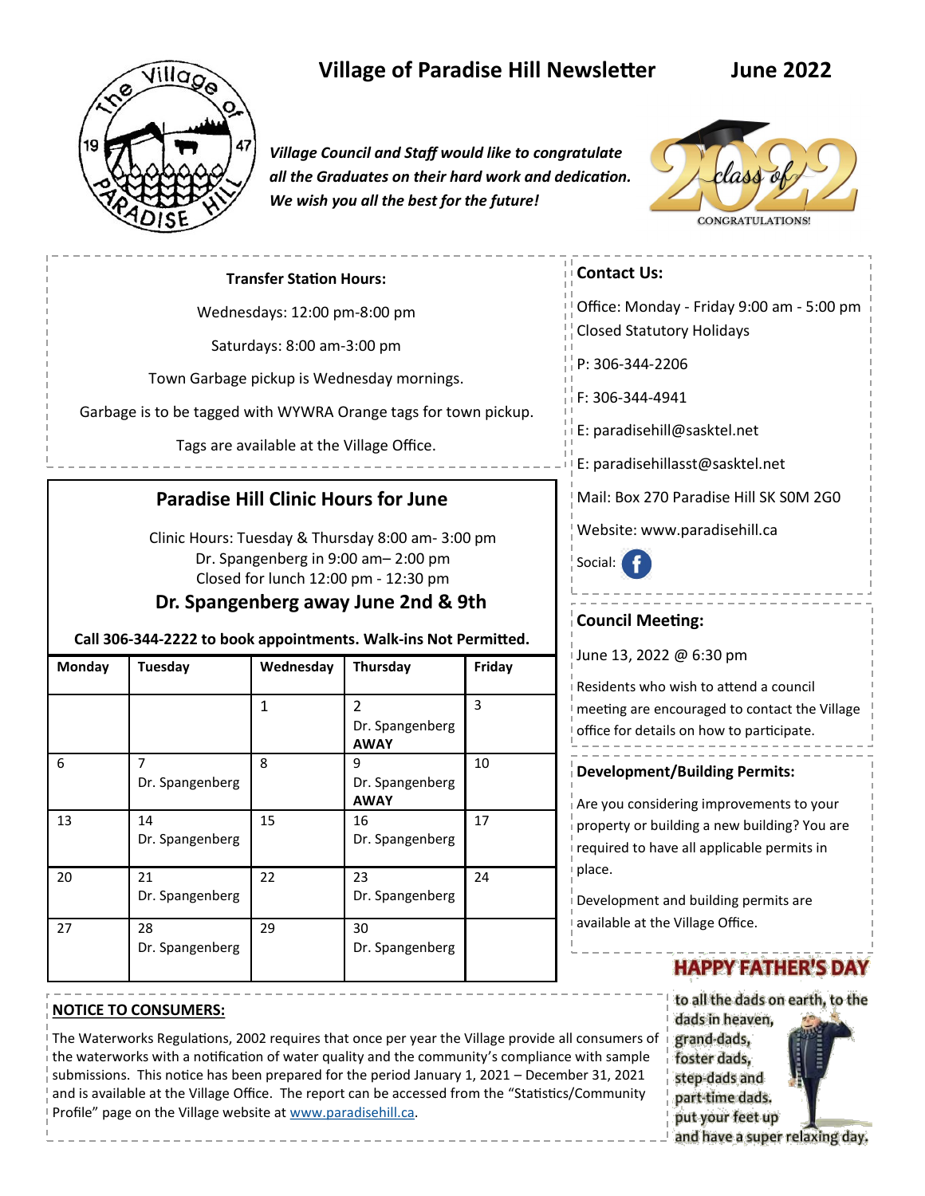# Village of Paradise Hill Newsletter — June 2022

*Village Council and Staff would like to congratulate all the Graduates on their hard work and dedication. We wish you all the best for the future!*

class of 2022
CONGRATULATIONS!

**Transfer Station Hours:**

Wednesdays: 12:00 pm-8:00 pm

Saturdays: 8:00 am-3:00 pm

Town Garbage pickup is Wednesday mornings.

Garbage is to be tagged with WYWRA Orange tags for town pickup.

Tags are available at the Village Office.

## Paradise Hill Clinic Hours for June

Clinic Hours: Tuesday & Thursday 8:00 am- 3:00 pm
Dr. Spangenberg in 9:00 am– 2:00 pm
Closed for lunch 12:00 pm - 12:30 pm

### Dr. Spangenberg away June 2nd & 9th

**Call 306-344-2222 to book appointments. Walk-ins Not Permitted.**

| Monday | Tuesday | Wednesday | Thursday | Friday |
|---|---|---|---|---|
| | | 1 | 2 Dr. Spangenberg **AWAY** | 3 |
| 6 | 7 Dr. Spangenberg | 8 | 9 Dr. Spangenberg **AWAY** | 10 |
| 13 | 14 Dr. Spangenberg | 15 | 16 Dr. Spangenberg | 17 |
| 20 | 21 Dr. Spangenberg | 22 | 23 Dr. Spangenberg | 24 |
| 27 | 28 Dr. Spangenberg | 29 | 30 Dr. Spangenberg | |

**Contact Us:**

Office: Monday - Friday 9:00 am - 5:00 pm
Closed Statutory Holidays

P: 306-344-2206

F: 306-344-4941

E: paradisehill@sasktel.net

E: paradisehillasst@sasktel.net

Mail: Box 270 Paradise Hill SK S0M 2G0

Website: www.paradisehill.ca

Social:

**Council Meeting:**

June 13, 2022 @ 6:30 pm

Residents who wish to attend a council meeting are encouraged to contact the Village office for details on how to participate.

**Development/Building Permits:**

Are you considering improvements to your property or building a new building? You are required to have all applicable permits in place.

Development and building permits are available at the Village Office.

**NOTICE TO CONSUMERS:**

The Waterworks Regulations, 2002 requires that once per year the Village provide all consumers of the waterworks with a notification of water quality and the community's compliance with sample submissions. This notice has been prepared for the period January 1, 2021 – December 31, 2021 and is available at the Village Office. The report can be accessed from the "Statistics/Community Profile" page on the Village website at www.paradisehill.ca.

**HAPPY FATHER'S DAY**

to all the dads on earth, to the dads in heaven, grand-dads, foster dads, step-dads and part-time dads. put your feet up and have a super relaxing day.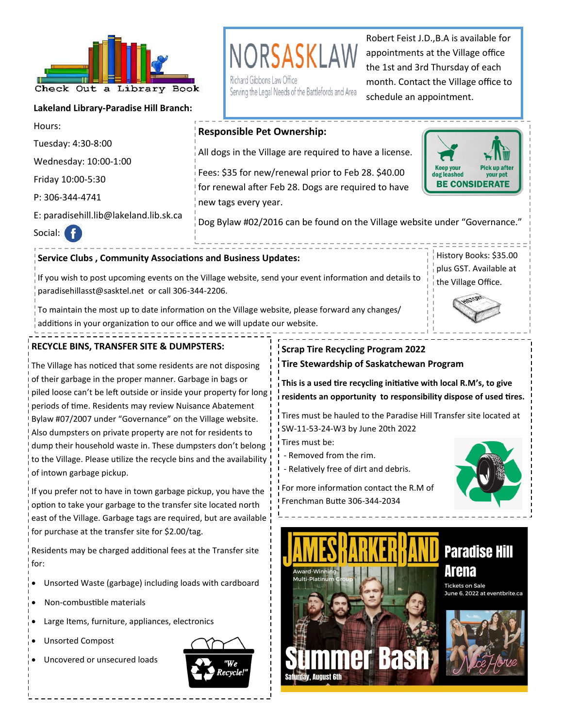Check Out a Library Book

**Lakeland Library-Paradise Hill Branch:**

Hours:

Tuesday: 4:30-8:00

Wednesday: 10:00-1:00

Friday 10:00-5:30

P: 306-344-4741

E: paradisehill.lib@lakeland.lib.sk.ca

Social:

NORSASKLAW

Richard Gibbons Law Office

Serving the Legal Needs of the Battlefords and Area

Robert Feist J.D.,B.A is available for appointments at the Village office the 1st and 3rd Thursday of each month. Contact the Village office to schedule an appointment.

**Responsible Pet Ownership:**

All dogs in the Village are required to have a license.

Fees: $35 for new/renewal prior to Feb 28. $40.00 for renewal after Feb 28. Dogs are required to have new tags every year.

Keep your dog leashed | Pick up after your pet | BE CONSIDERATE

Dog Bylaw #02/2016 can be found on the Village website under "Governance."

**Service Clubs , Community Associations and Business Updates:**

If you wish to post upcoming events on the Village website, send your event information and details to paradisehillasst@sasktel.net or call 306-344-2206.

To maintain the most up to date information on the Village website, please forward any changes/ additions in your organization to our office and we will update our website.

History Books: $35.00 plus GST. Available at the Village Office.

**RECYCLE BINS, TRANSFER SITE & DUMPSTERS:**

The Village has noticed that some residents are not disposing of their garbage in the proper manner. Garbage in bags or piled loose can't be left outside or inside your property for long periods of time. Residents may review Nuisance Abatement Bylaw #07/2007 under "Governance" on the Village website. Also dumpsters on private property are not for residents to dump their household waste in. These dumpsters don't belong to the Village. Please utilize the recycle bins and the availability of intown garbage pickup.

If you prefer not to have in town garbage pickup, you have the option to take your garbage to the transfer site located north east of the Village. Garbage tags are required, but are available for purchase at the transfer site for $2.00/tag.

Residents may be charged additional fees at the Transfer site for:

- Unsorted Waste (garbage) including loads with cardboard
- Non-combustible materials
- Large Items, furniture, appliances, electronics
- Unsorted Compost
- Uncovered or unsecured loads

"We Recycle!"

**Scrap Tire Recycling Program 2022**

**Tire Stewardship of Saskatchewan Program**

**This is a used tire recycling initiative with local R.M's, to give residents an opportunity to responsibility dispose of used tires.**

Tires must be hauled to the Paradise Hill Transfer site located at SW-11-53-24-W3 by June 20th 2022

Tires must be:

- Removed from the rim.
- Relatively free of dirt and debris.

For more information contact the R.M of Frenchman Butte 306-344-2034

JAMES BARKER BAND

Award-Winning Multi-Platinum Group

Paradise Hill Arena

Tickets on Sale June 6, 2022 at eventbrite.ca

Summer Bash

Saturday, August 6th

Nice Horse